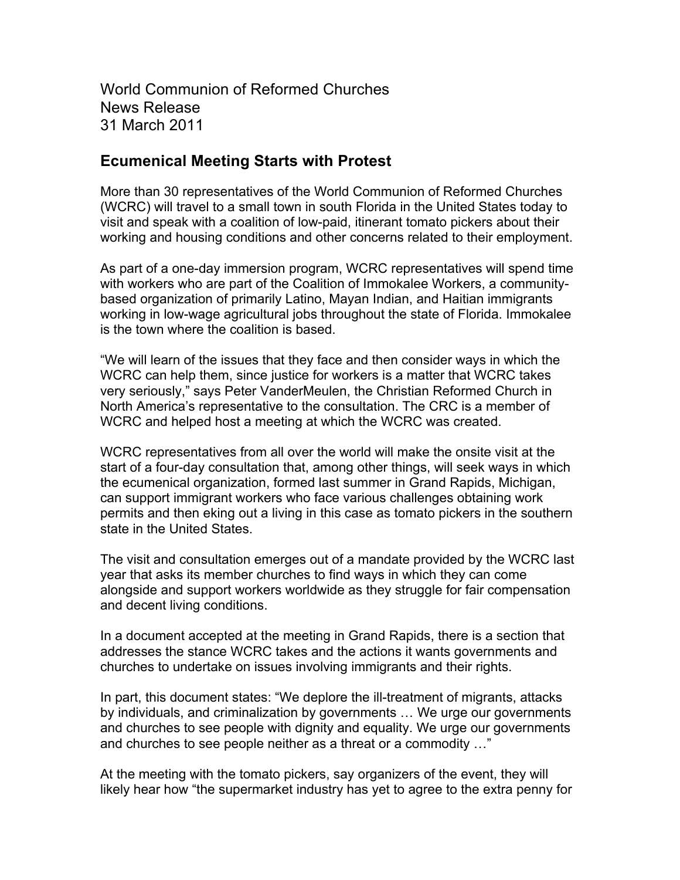World Communion of Reformed Churches
News Release
31 March 2011

## Ecumenical Meeting Starts with Protest

More than 30 representatives of the World Communion of Reformed Churches (WCRC) will travel to a small town in south Florida in the United States today to visit and speak with a coalition of low-paid, itinerant tomato pickers about their working and housing conditions and other concerns related to their employment.

As part of a one-day immersion program, WCRC representatives will spend time with workers who are part of the Coalition of Immokalee Workers, a community-based organization of primarily Latino, Mayan Indian, and Haitian immigrants working in low-wage agricultural jobs throughout the state of Florida. Immokalee is the town where the coalition is based.

“We will learn of the issues that they face and then consider ways in which the WCRC can help them, since justice for workers is a matter that WCRC takes very seriously,” says Peter VanderMeulen, the Christian Reformed Church in North America’s representative to the consultation. The CRC is a member of WCRC and helped host a meeting at which the WCRC was created.

WCRC representatives from all over the world will make the onsite visit at the start of a four-day consultation that, among other things, will seek ways in which the ecumenical organization, formed last summer in Grand Rapids, Michigan, can support immigrant workers who face various challenges obtaining work permits and then eking out a living in this case as tomato pickers in the southern state in the United States.

The visit and consultation emerges out of a mandate provided by the WCRC last year that asks its member churches to find ways in which they can come alongside and support workers worldwide as they struggle for fair compensation and decent living conditions.

In a document accepted at the meeting in Grand Rapids, there is a section that addresses the stance WCRC takes and the actions it wants governments and churches to undertake on issues involving immigrants and their rights.

In part, this document states: “We deplore the ill-treatment of migrants, attacks by individuals, and criminalization by governments … We urge our governments and churches to see people with dignity and equality. We urge our governments and churches to see people neither as a threat or a commodity …”

At the meeting with the tomato pickers, say organizers of the event, they will likely hear how “the supermarket industry has yet to agree to the extra penny for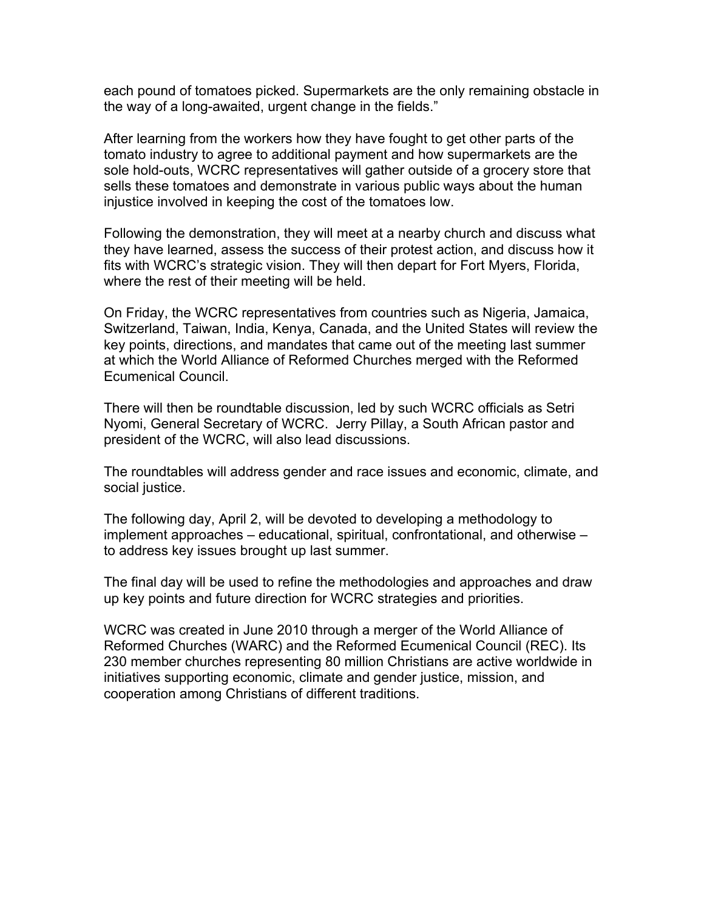each pound of tomatoes picked. Supermarkets are the only remaining obstacle in the way of a long-awaited, urgent change in the fields."

After learning from the workers how they have fought to get other parts of the tomato industry to agree to additional payment and how supermarkets are the sole hold-outs, WCRC representatives will gather outside of a grocery store that sells these tomatoes and demonstrate in various public ways about the human injustice involved in keeping the cost of the tomatoes low.

Following the demonstration, they will meet at a nearby church and discuss what they have learned, assess the success of their protest action, and discuss how it fits with WCRC's strategic vision. They will then depart for Fort Myers, Florida, where the rest of their meeting will be held.

On Friday, the WCRC representatives from countries such as Nigeria, Jamaica, Switzerland, Taiwan, India, Kenya, Canada, and the United States will review the key points, directions, and mandates that came out of the meeting last summer at which the World Alliance of Reformed Churches merged with the Reformed Ecumenical Council.

There will then be roundtable discussion, led by such WCRC officials as Setri Nyomi, General Secretary of WCRC. Jerry Pillay, a South African pastor and president of the WCRC, will also lead discussions.

The roundtables will address gender and race issues and economic, climate, and social justice.

The following day, April 2, will be devoted to developing a methodology to implement approaches – educational, spiritual, confrontational, and otherwise – to address key issues brought up last summer.

The final day will be used to refine the methodologies and approaches and draw up key points and future direction for WCRC strategies and priorities.

WCRC was created in June 2010 through a merger of the World Alliance of Reformed Churches (WARC) and the Reformed Ecumenical Council (REC). Its 230 member churches representing 80 million Christians are active worldwide in initiatives supporting economic, climate and gender justice, mission, and cooperation among Christians of different traditions.